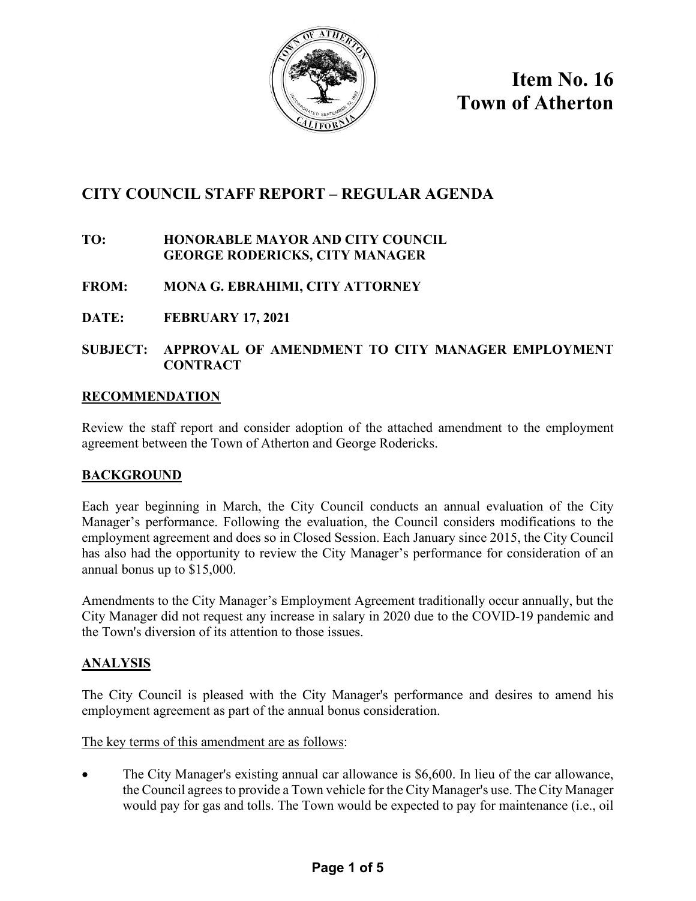# Item No. 16
# Town of Atherton

## CITY COUNCIL STAFF REPORT – REGULAR AGENDA

**TO:** HONORABLE MAYOR AND CITY COUNCIL
GEORGE RODERICKS, CITY MANAGER

**FROM:** MONA G. EBRAHIMI, CITY ATTORNEY

**DATE:** FEBRUARY 17, 2021

**SUBJECT:** APPROVAL OF AMENDMENT TO CITY MANAGER EMPLOYMENT CONTRACT

### RECOMMENDATION

Review the staff report and consider adoption of the attached amendment to the employment agreement between the Town of Atherton and George Rodericks.

### BACKGROUND

Each year beginning in March, the City Council conducts an annual evaluation of the City Manager's performance. Following the evaluation, the Council considers modifications to the employment agreement and does so in Closed Session. Each January since 2015, the City Council has also had the opportunity to review the City Manager's performance for consideration of an annual bonus up to $15,000.

Amendments to the City Manager's Employment Agreement traditionally occur annually, but the City Manager did not request any increase in salary in 2020 due to the COVID-19 pandemic and the Town's diversion of its attention to those issues.

### ANALYSIS

The City Council is pleased with the City Manager's performance and desires to amend his employment agreement as part of the annual bonus consideration.

<u>The key terms of this amendment are as follows</u>:

- The City Manager's existing annual car allowance is $6,600. In lieu of the car allowance, the Council agrees to provide a Town vehicle for the City Manager's use. The City Manager would pay for gas and tolls. The Town would be expected to pay for maintenance (i.e., oil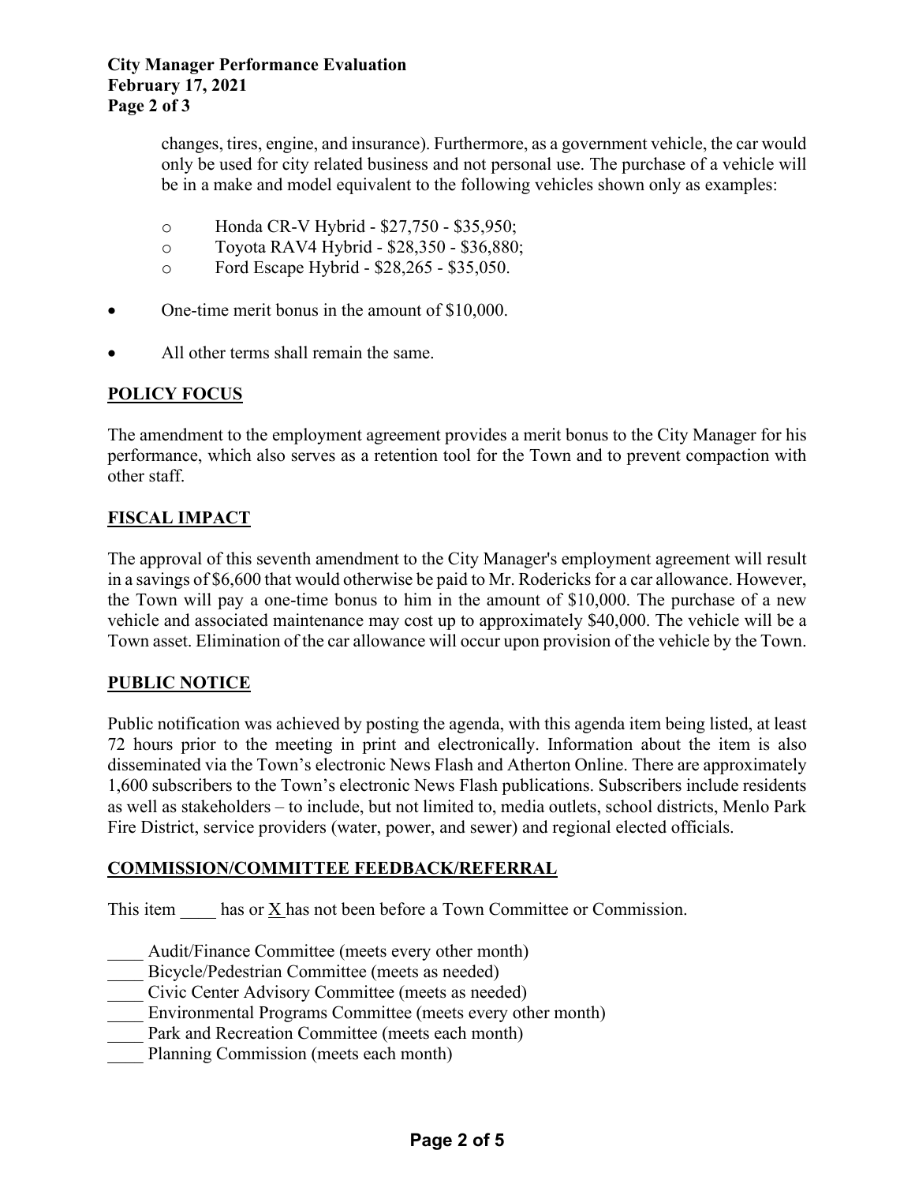changes, tires, engine, and insurance). Furthermore, as a government vehicle, the car would only be used for city related business and not personal use. The purchase of a vehicle will be in a make and model equivalent to the following vehicles shown only as examples:

- Honda CR-V Hybrid - $27,750 - $35,950;
- Toyota RAV4 Hybrid - $28,350 - $36,880;
- Ford Escape Hybrid - $28,265 - $35,050.

- One-time merit bonus in the amount of $10,000.
- All other terms shall remain the same.

## POLICY FOCUS

The amendment to the employment agreement provides a merit bonus to the City Manager for his performance, which also serves as a retention tool for the Town and to prevent compaction with other staff.

## FISCAL IMPACT

The approval of this seventh amendment to the City Manager's employment agreement will result in a savings of $6,600 that would otherwise be paid to Mr. Rodericks for a car allowance. However, the Town will pay a one-time bonus to him in the amount of $10,000. The purchase of a new vehicle and associated maintenance may cost up to approximately $40,000. The vehicle will be a Town asset. Elimination of the car allowance will occur upon provision of the vehicle by the Town.

## PUBLIC NOTICE

Public notification was achieved by posting the agenda, with this agenda item being listed, at least 72 hours prior to the meeting in print and electronically. Information about the item is also disseminated via the Town's electronic News Flash and Atherton Online. There are approximately 1,600 subscribers to the Town's electronic News Flash publications. Subscribers include residents as well as stakeholders – to include, but not limited to, media outlets, school districts, Menlo Park Fire District, service providers (water, power, and sewer) and regional elected officials.

## COMMISSION/COMMITTEE FEEDBACK/REFERRAL

This item ____ has or X has not been before a Town Committee or Commission.

____ Audit/Finance Committee (meets every other month)
____ Bicycle/Pedestrian Committee (meets as needed)
____ Civic Center Advisory Committee (meets as needed)
____ Environmental Programs Committee (meets every other month)
____ Park and Recreation Committee (meets each month)
____ Planning Commission (meets each month)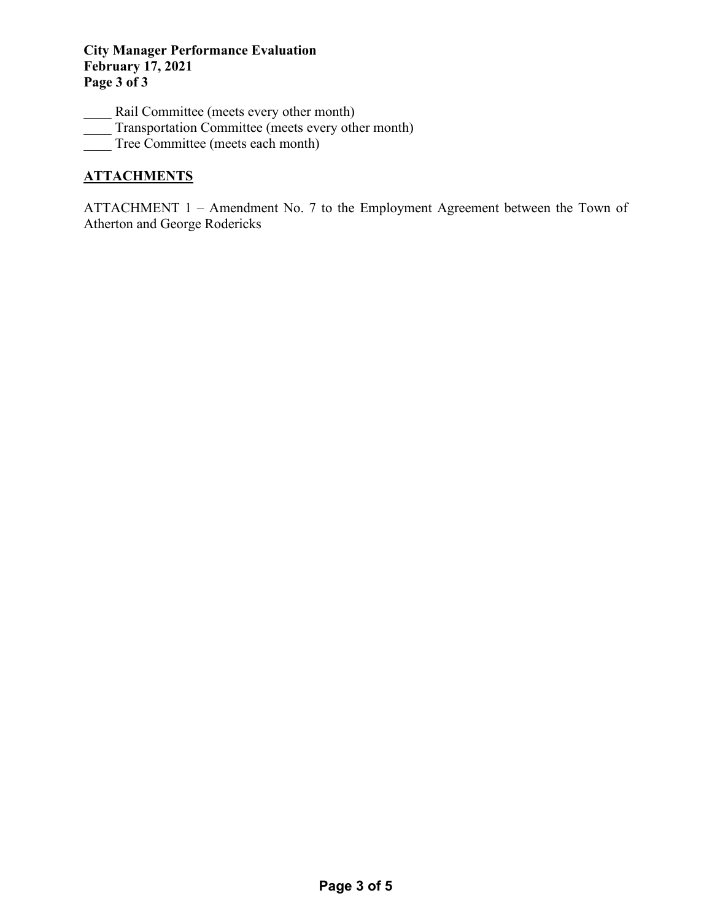____ Rail Committee (meets every other month)
____ Transportation Committee (meets every other month)
____ Tree Committee (meets each month)

## ATTACHMENTS

ATTACHMENT 1 – Amendment No. 7 to the Employment Agreement between the Town of Atherton and George Rodericks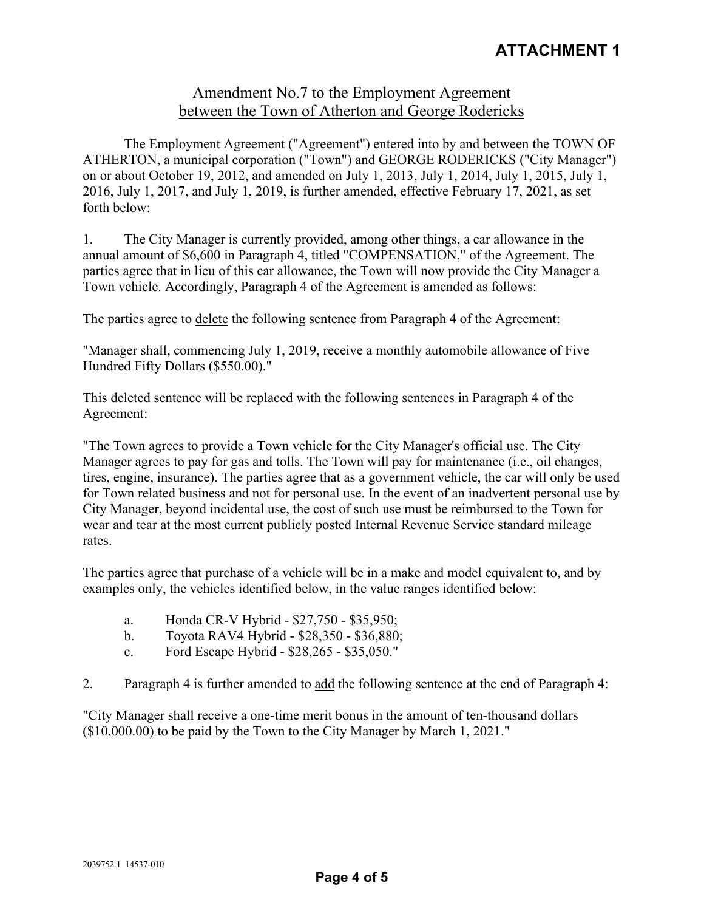# ATTACHMENT 1

## Amendment No.7 to the Employment Agreement between the Town of Atherton and George Rodericks

The Employment Agreement ("Agreement") entered into by and between the TOWN OF ATHERTON, a municipal corporation ("Town") and GEORGE RODERICKS ("City Manager") on or about October 19, 2012, and amended on July 1, 2013, July 1, 2014, July 1, 2015, July 1, 2016, July 1, 2017, and July 1, 2019, is further amended, effective February 17, 2021, as set forth below:

1. The City Manager is currently provided, among other things, a car allowance in the annual amount of $6,600 in Paragraph 4, titled "COMPENSATION," of the Agreement. The parties agree that in lieu of this car allowance, the Town will now provide the City Manager a Town vehicle. Accordingly, Paragraph 4 of the Agreement is amended as follows:

The parties agree to delete the following sentence from Paragraph 4 of the Agreement:

"Manager shall, commencing July 1, 2019, receive a monthly automobile allowance of Five Hundred Fifty Dollars ($550.00)."

This deleted sentence will be replaced with the following sentences in Paragraph 4 of the Agreement:

"The Town agrees to provide a Town vehicle for the City Manager's official use. The City Manager agrees to pay for gas and tolls. The Town will pay for maintenance (i.e., oil changes, tires, engine, insurance). The parties agree that as a government vehicle, the car will only be used for Town related business and not for personal use. In the event of an inadvertent personal use by City Manager, beyond incidental use, the cost of such use must be reimbursed to the Town for wear and tear at the most current publicly posted Internal Revenue Service standard mileage rates.

The parties agree that purchase of a vehicle will be in a make and model equivalent to, and by examples only, the vehicles identified below, in the value ranges identified below:

a. Honda CR-V Hybrid - $27,750 - $35,950;
b. Toyota RAV4 Hybrid - $28,350 - $36,880;
c. Ford Escape Hybrid - $28,265 - $35,050."

2. Paragraph 4 is further amended to add the following sentence at the end of Paragraph 4:

"City Manager shall receive a one-time merit bonus in the amount of ten-thousand dollars ($10,000.00) to be paid by the Town to the City Manager by March 1, 2021."

2039752.1 14537-010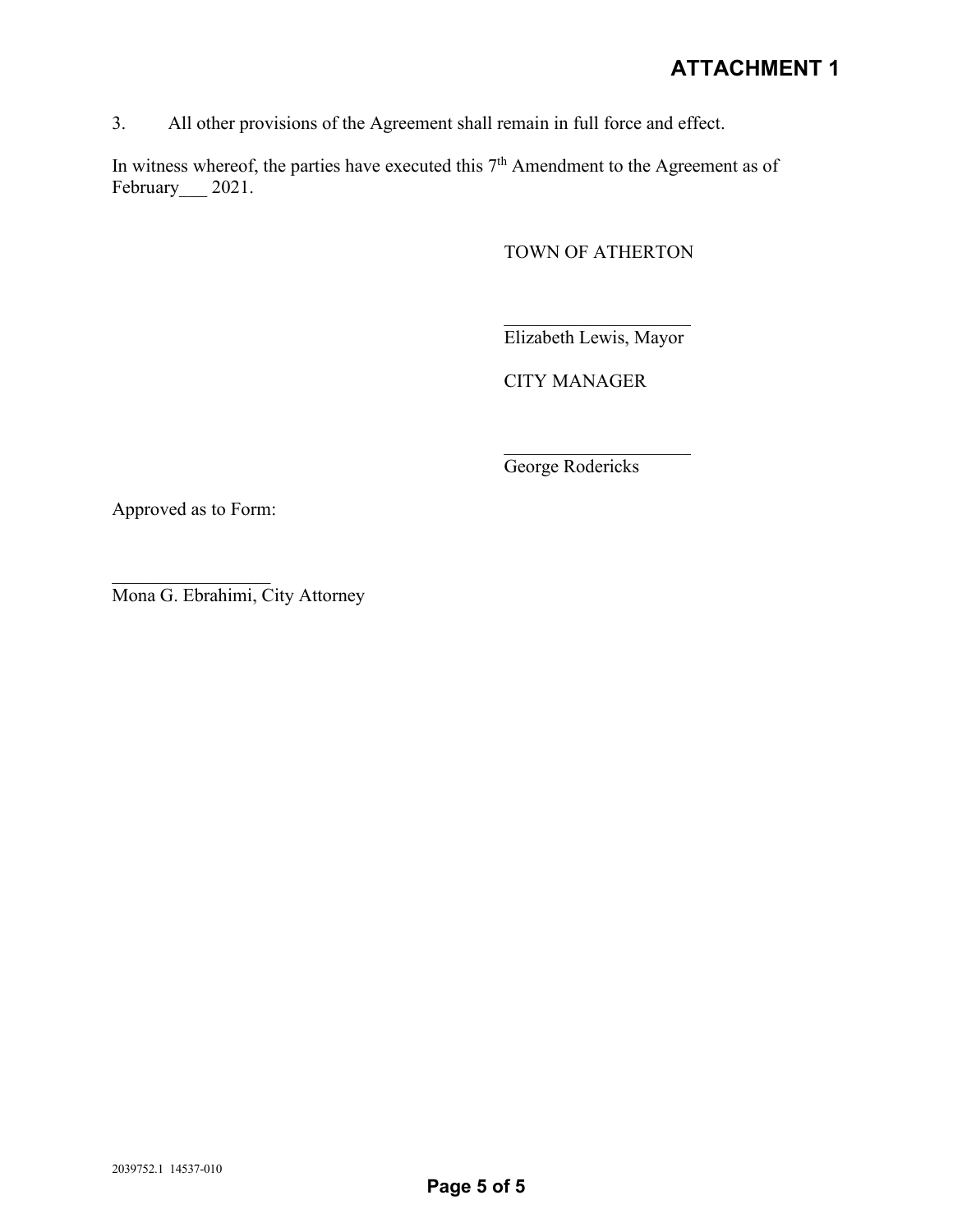# ATTACHMENT 1

3. All other provisions of the Agreement shall remain in full force and effect.

In witness whereof, the parties have executed this 7th Amendment to the Agreement as of February___ 2021.

TOWN OF ATHERTON

____________________
Elizabeth Lewis, Mayor

CITY MANAGER

____________________
George Rodericks

Approved as to Form:

_________________
Mona G. Ebrahimi, City Attorney

2039752.1 14537-010